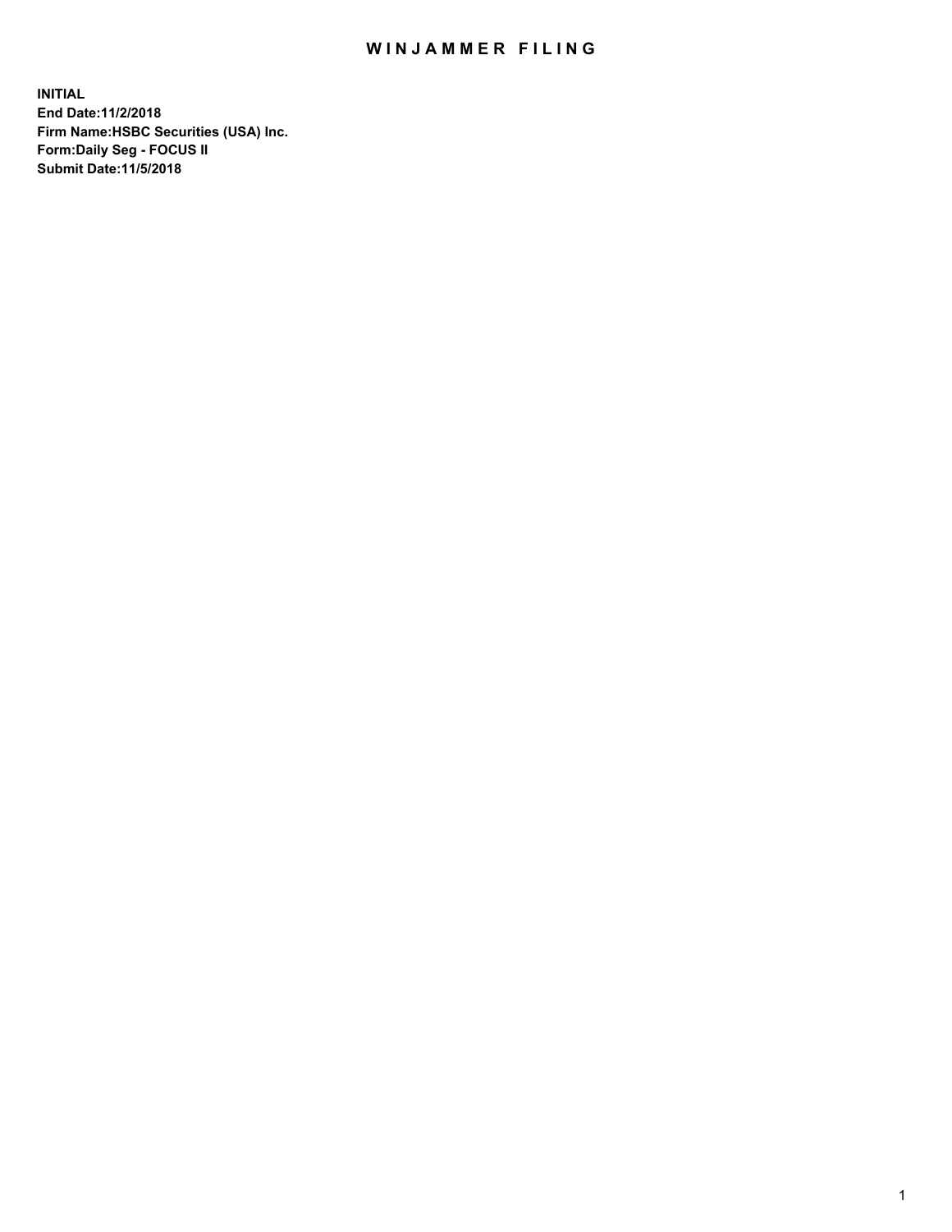# WINJAMMER FILING

**INITIAL**
**End Date:11/2/2018**
**Firm Name:HSBC Securities (USA) Inc.**
**Form:Daily Seg - FOCUS II**
**Submit Date:11/5/2018**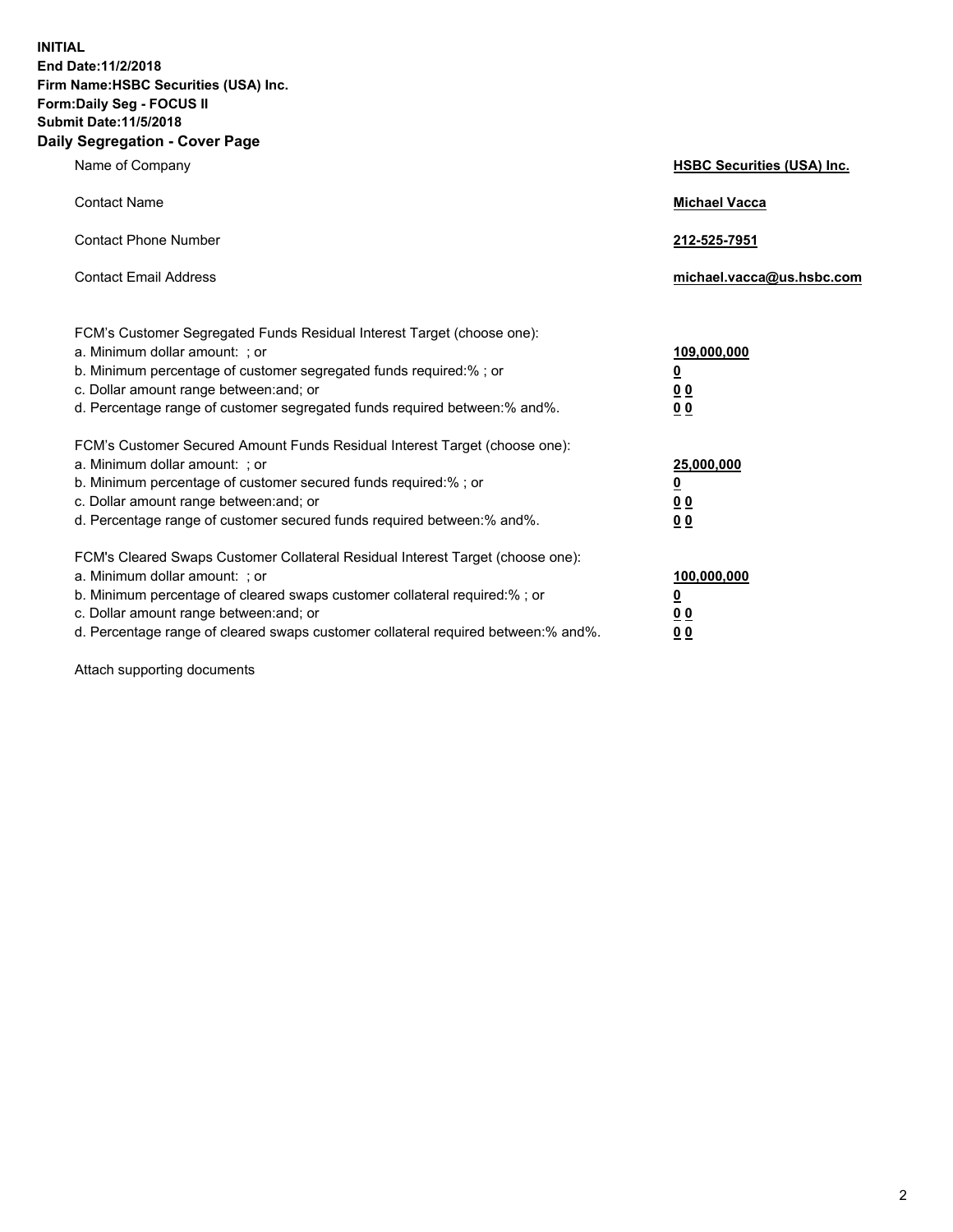**INITIAL**
**End Date:11/2/2018**
**Firm Name:HSBC Securities (USA) Inc.**
**Form:Daily Seg - FOCUS II**
**Submit Date:11/5/2018**

## Daily Segregation - Cover Page

| | |
|---|---|
| Name of Company | **HSBC Securities (USA) Inc.** |
| Contact Name | **Michael Vacca** |
| Contact Phone Number | **212-525-7951** |
| Contact Email Address | **michael.vacca@us.hsbc.com** |

| | |
|---|---|
| FCM's Customer Segregated Funds Residual Interest Target (choose one): | |
| a. Minimum dollar amount: ; or | **109,000,000** |
| b. Minimum percentage of customer segregated funds required:% ; or | **0** |
| c. Dollar amount range between:and; or | **0 0** |
| d. Percentage range of customer segregated funds required between:% and%. | **0 0** |
| FCM's Customer Secured Amount Funds Residual Interest Target (choose one): | |
| a. Minimum dollar amount: ; or | **25,000,000** |
| b. Minimum percentage of customer secured funds required:% ; or | **0** |
| c. Dollar amount range between:and; or | **0 0** |
| d. Percentage range of customer secured funds required between:% and%. | **0 0** |
| FCM's Cleared Swaps Customer Collateral Residual Interest Target (choose one): | |
| a. Minimum dollar amount: ; or | **100,000,000** |
| b. Minimum percentage of cleared swaps customer collateral required:% ; or | **0** |
| c. Dollar amount range between:and; or | **0 0** |
| d. Percentage range of cleared swaps customer collateral required between:% and%. | **0 0** |

Attach supporting documents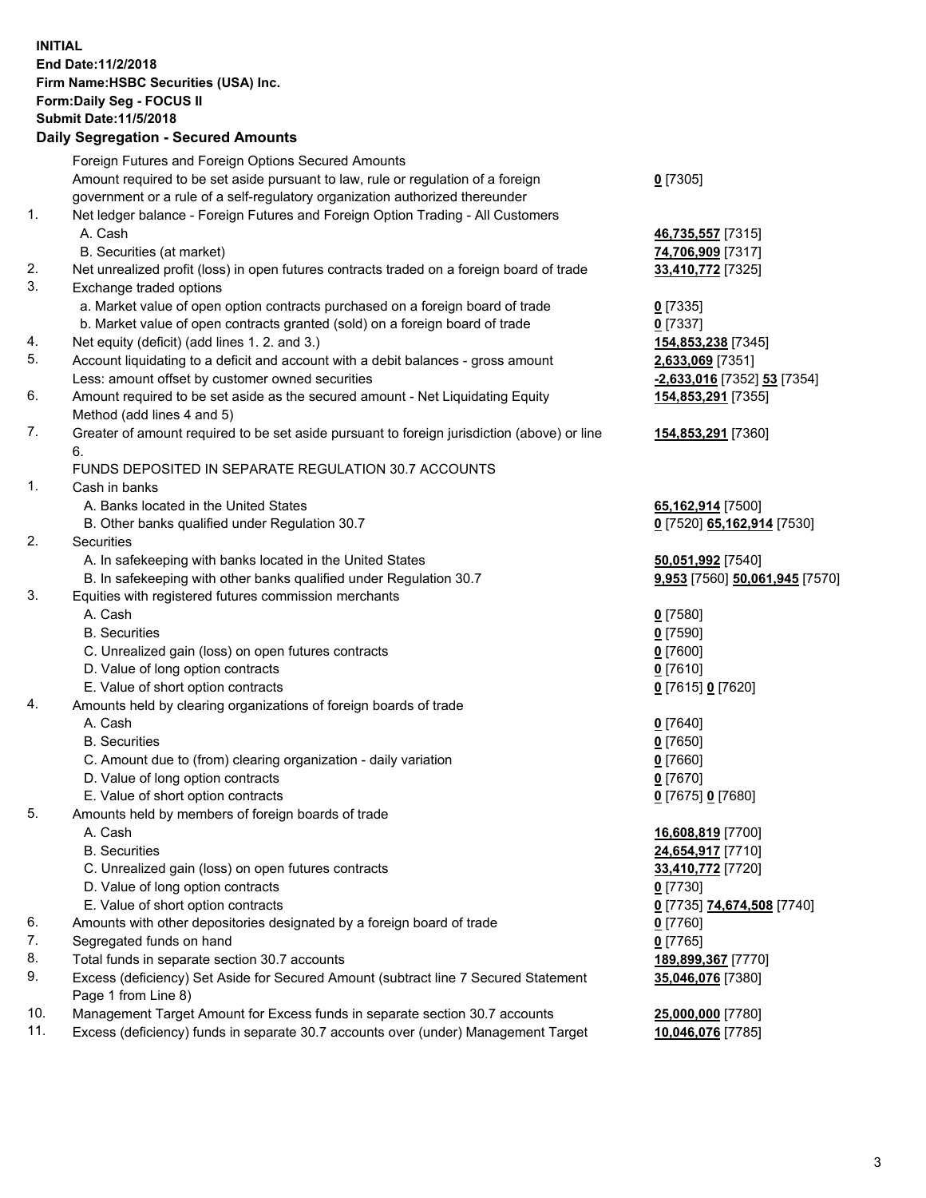**INITIAL**
**End Date:11/2/2018**
**Firm Name:HSBC Securities (USA) Inc.**
**Form:Daily Seg - FOCUS II**
**Submit Date:11/5/2018**

## Daily Segregation - Secured Amounts

| | | |
|---|---|---|
| | Foreign Futures and Foreign Options Secured Amounts | |
| | Amount required to be set aside pursuant to law, rule or regulation of a foreign government or a rule of a self-regulatory organization authorized thereunder | **0** [7305] |
| 1. | Net ledger balance - Foreign Futures and Foreign Option Trading - All Customers | |
| | A. Cash | **46,735,557** [7315] |
| | B. Securities (at market) | **74,706,909** [7317] |
| 2. | Net unrealized profit (loss) in open futures contracts traded on a foreign board of trade | **33,410,772** [7325] |
| 3. | Exchange traded options | |
| | a. Market value of open option contracts purchased on a foreign board of trade | **0** [7335] |
| | b. Market value of open contracts granted (sold) on a foreign board of trade | **0** [7337] |
| 4. | Net equity (deficit) (add lines 1. 2. and 3.) | **154,853,238** [7345] |
| 5. | Account liquidating to a deficit and account with a debit balances - gross amount | **2,633,069** [7351] |
| | Less: amount offset by customer owned securities | **-2,633,016** [7352] **53** [7354] |
| 6. | Amount required to be set aside as the secured amount - Net Liquidating Equity Method (add lines 4 and 5) | **154,853,291** [7355] |
| 7. | Greater of amount required to be set aside pursuant to foreign jurisdiction (above) or line 6. | **154,853,291** [7360] |
| | FUNDS DEPOSITED IN SEPARATE REGULATION 30.7 ACCOUNTS | |
| 1. | Cash in banks | |
| | A. Banks located in the United States | **65,162,914** [7500] |
| | B. Other banks qualified under Regulation 30.7 | **0** [7520] **65,162,914** [7530] |
| 2. | Securities | |
| | A. In safekeeping with banks located in the United States | **50,051,992** [7540] |
| | B. In safekeeping with other banks qualified under Regulation 30.7 | **9,953** [7560] **50,061,945** [7570] |
| 3. | Equities with registered futures commission merchants | |
| | A. Cash | **0** [7580] |
| | B. Securities | **0** [7590] |
| | C. Unrealized gain (loss) on open futures contracts | **0** [7600] |
| | D. Value of long option contracts | **0** [7610] |
| | E. Value of short option contracts | **0** [7615] **0** [7620] |
| 4. | Amounts held by clearing organizations of foreign boards of trade | |
| | A. Cash | **0** [7640] |
| | B. Securities | **0** [7650] |
| | C. Amount due to (from) clearing organization - daily variation | **0** [7660] |
| | D. Value of long option contracts | **0** [7670] |
| | E. Value of short option contracts | **0** [7675] **0** [7680] |
| 5. | Amounts held by members of foreign boards of trade | |
| | A. Cash | **16,608,819** [7700] |
| | B. Securities | **24,654,917** [7710] |
| | C. Unrealized gain (loss) on open futures contracts | **33,410,772** [7720] |
| | D. Value of long option contracts | **0** [7730] |
| | E. Value of short option contracts | **0** [7735] **74,674,508** [7740] |
| 6. | Amounts with other depositories designated by a foreign board of trade | **0** [7760] |
| 7. | Segregated funds on hand | **0** [7765] |
| 8. | Total funds in separate section 30.7 accounts | **189,899,367** [7770] |
| 9. | Excess (deficiency) Set Aside for Secured Amount (subtract line 7 Secured Statement Page 1 from Line 8) | **35,046,076** [7380] |
| 10. | Management Target Amount for Excess funds in separate section 30.7 accounts | **25,000,000** [7780] |
| 11. | Excess (deficiency) funds in separate 30.7 accounts over (under) Management Target | **10,046,076** [7785] |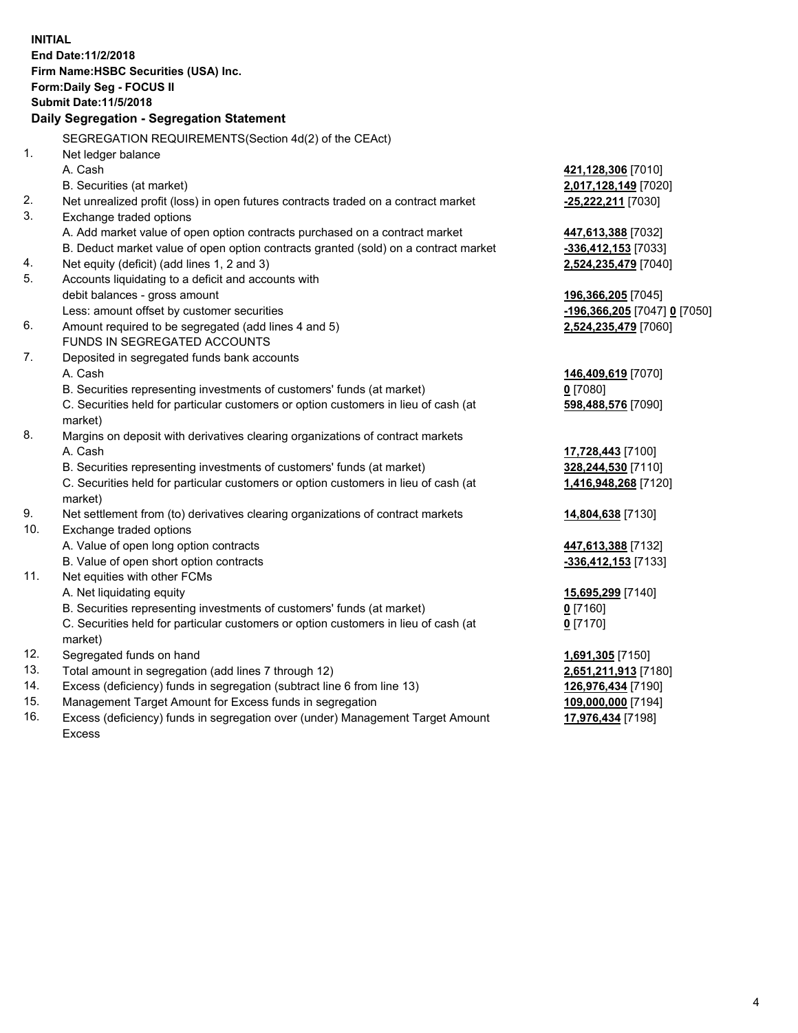**INITIAL**
**End Date:11/2/2018**
**Firm Name:HSBC Securities (USA) Inc.**
**Form:Daily Seg - FOCUS II**
**Submit Date:11/5/2018**
**Daily Segregation - Segregation Statement**

SEGREGATION REQUIREMENTS(Section 4d(2) of the CEAct)

| | | |
|---|---|---|
| 1. | Net ledger balance | |
| | A. Cash | **421,128,306** [7010] |
| | B. Securities (at market) | **2,017,128,149** [7020] |
| 2. | Net unrealized profit (loss) in open futures contracts traded on a contract market | **-25,222,211** [7030] |
| 3. | Exchange traded options | |
| | A. Add market value of open option contracts purchased on a contract market | **447,613,388** [7032] |
| | B. Deduct market value of open option contracts granted (sold) on a contract market | **-336,412,153** [7033] |
| 4. | Net equity (deficit) (add lines 1, 2 and 3) | **2,524,235,479** [7040] |
| 5. | Accounts liquidating to a deficit and accounts with debit balances - gross amount | **196,366,205** [7045] |
| | Less: amount offset by customer securities | **-196,366,205** [7047] **0** [7050] |
| 6. | Amount required to be segregated (add lines 4 and 5) | **2,524,235,479** [7060] |
| | FUNDS IN SEGREGATED ACCOUNTS | |
| 7. | Deposited in segregated funds bank accounts | |
| | A. Cash | **146,409,619** [7070] |
| | B. Securities representing investments of customers' funds (at market) | **0** [7080] |
| | C. Securities held for particular customers or option customers in lieu of cash (at market) | **598,488,576** [7090] |
| 8. | Margins on deposit with derivatives clearing organizations of contract markets | |
| | A. Cash | **17,728,443** [7100] |
| | B. Securities representing investments of customers' funds (at market) | **328,244,530** [7110] |
| | C. Securities held for particular customers or option customers in lieu of cash (at market) | **1,416,948,268** [7120] |
| 9. | Net settlement from (to) derivatives clearing organizations of contract markets | **14,804,638** [7130] |
| 10. | Exchange traded options | |
| | A. Value of open long option contracts | **447,613,388** [7132] |
| | B. Value of open short option contracts | **-336,412,153** [7133] |
| 11. | Net equities with other FCMs | |
| | A. Net liquidating equity | **15,695,299** [7140] |
| | B. Securities representing investments of customers' funds (at market) | **0** [7160] |
| | C. Securities held for particular customers or option customers in lieu of cash (at market) | **0** [7170] |
| 12. | Segregated funds on hand | **1,691,305** [7150] |
| 13. | Total amount in segregation (add lines 7 through 12) | **2,651,211,913** [7180] |
| 14. | Excess (deficiency) funds in segregation (subtract line 6 from line 13) | **126,976,434** [7190] |
| 15. | Management Target Amount for Excess funds in segregation | **109,000,000** [7194] |
| 16. | Excess (deficiency) funds in segregation over (under) Management Target Amount Excess | **17,976,434** [7198] |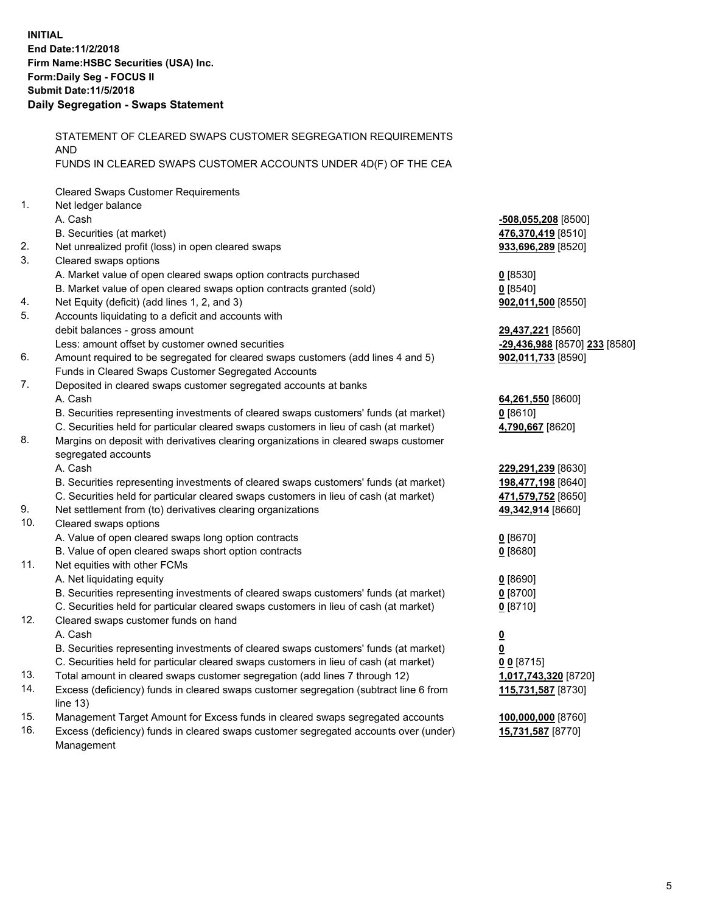**INITIAL**
**End Date:11/2/2018**
**Firm Name:HSBC Securities (USA) Inc.**
**Form:Daily Seg - FOCUS II**
**Submit Date:11/5/2018**
**Daily Segregation - Swaps Statement**

STATEMENT OF CLEARED SWAPS CUSTOMER SEGREGATION REQUIREMENTS AND FUNDS IN CLEARED SWAPS CUSTOMER ACCOUNTS UNDER 4D(F) OF THE CEA

| | | |
|---|---|---|
| | Cleared Swaps Customer Requirements | |
| 1. | Net ledger balance | |
| | A. Cash | **-508,055,208** [8500] |
| | B. Securities (at market) | **476,370,419** [8510] |
| 2. | Net unrealized profit (loss) in open cleared swaps | **933,696,289** [8520] |
| 3. | Cleared swaps options | |
| | A. Market value of open cleared swaps option contracts purchased | **0** [8530] |
| | B. Market value of open cleared swaps option contracts granted (sold) | **0** [8540] |
| 4. | Net Equity (deficit) (add lines 1, 2, and 3) | **902,011,500** [8550] |
| 5. | Accounts liquidating to a deficit and accounts with debit balances - gross amount | **29,437,221** [8560] |
| | Less: amount offset by customer owned securities | **-29,436,988** [8570] **233** [8580] |
| 6. | Amount required to be segregated for cleared swaps customers (add lines 4 and 5) | **902,011,733** [8590] |
| | Funds in Cleared Swaps Customer Segregated Accounts | |
| 7. | Deposited in cleared swaps customer segregated accounts at banks | |
| | A. Cash | **64,261,550** [8600] |
| | B. Securities representing investments of cleared swaps customers' funds (at market) | **0** [8610] |
| | C. Securities held for particular cleared swaps customers in lieu of cash (at market) | **4,790,667** [8620] |
| 8. | Margins on deposit with derivatives clearing organizations in cleared swaps customer segregated accounts | |
| | A. Cash | **229,291,239** [8630] |
| | B. Securities representing investments of cleared swaps customers' funds (at market) | **198,477,198** [8640] |
| | C. Securities held for particular cleared swaps customers in lieu of cash (at market) | **471,579,752** [8650] |
| 9. | Net settlement from (to) derivatives clearing organizations | **49,342,914** [8660] |
| 10. | Cleared swaps options | |
| | A. Value of open cleared swaps long option contracts | **0** [8670] |
| | B. Value of open cleared swaps short option contracts | **0** [8680] |
| 11. | Net equities with other FCMs | |
| | A. Net liquidating equity | **0** [8690] |
| | B. Securities representing investments of cleared swaps customers' funds (at market) | **0** [8700] |
| | C. Securities held for particular cleared swaps customers in lieu of cash (at market) | **0** [8710] |
| 12. | Cleared swaps customer funds on hand | |
| | A. Cash | **0** |
| | B. Securities representing investments of cleared swaps customers' funds (at market) | **0** |
| | C. Securities held for particular cleared swaps customers in lieu of cash (at market) | **0** **0** [8715] |
| 13. | Total amount in cleared swaps customer segregation (add lines 7 through 12) | **1,017,743,320** [8720] |
| 14. | Excess (deficiency) funds in cleared swaps customer segregation (subtract line 6 from line 13) | **115,731,587** [8730] |
| 15. | Management Target Amount for Excess funds in cleared swaps segregated accounts | **100,000,000** [8760] |
| 16. | Excess (deficiency) funds in cleared swaps customer segregated accounts over (under) Management | **15,731,587** [8770] |